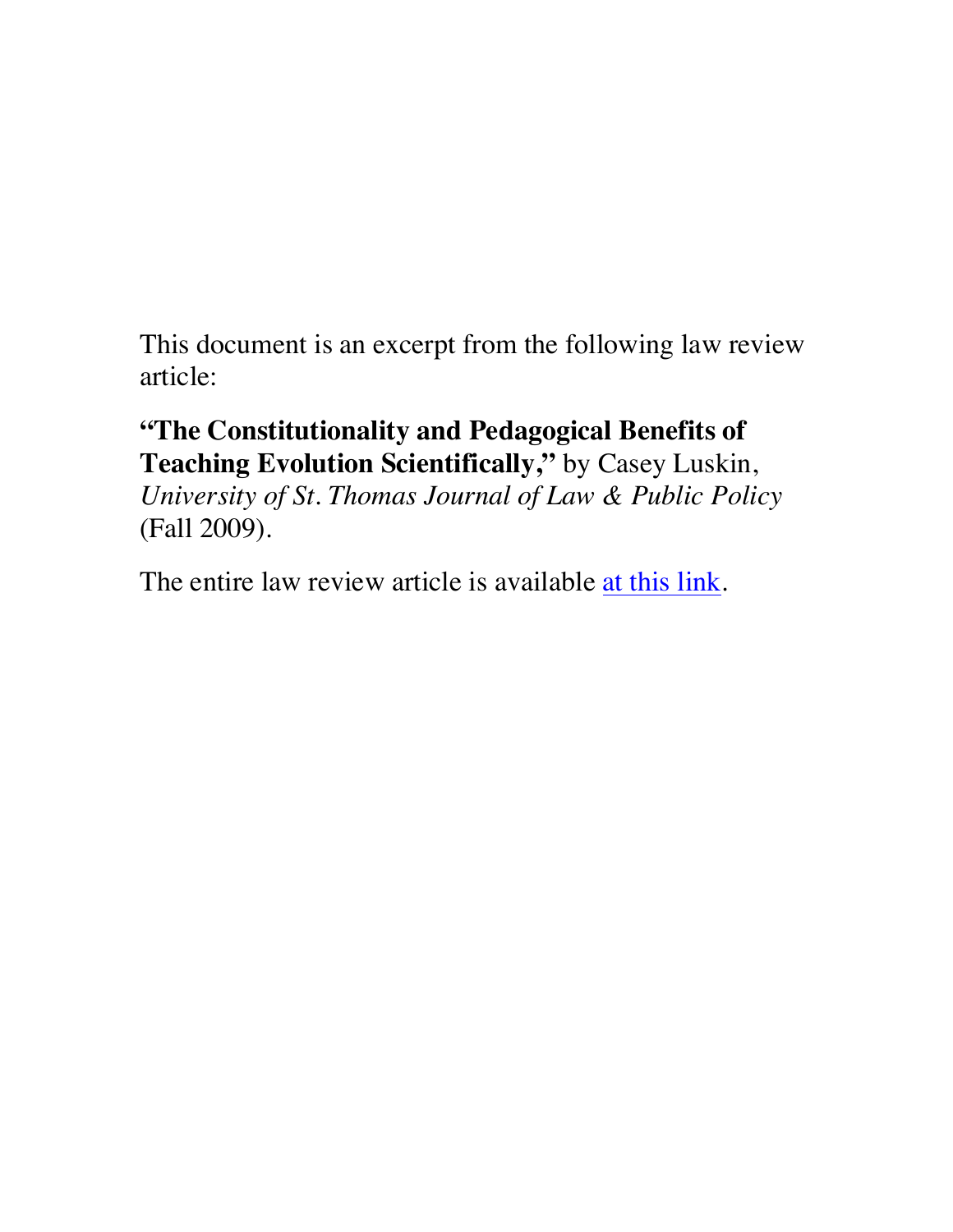This document is an excerpt from the following law review article:

**"The Constitutionality and Pedagogical Benefits of Teaching Evolution Scientifically,"** by Casey Luskin, *University of St. Thomas Journal of Law & Public Policy* (Fall 2009).

The entire law review article is available at this link.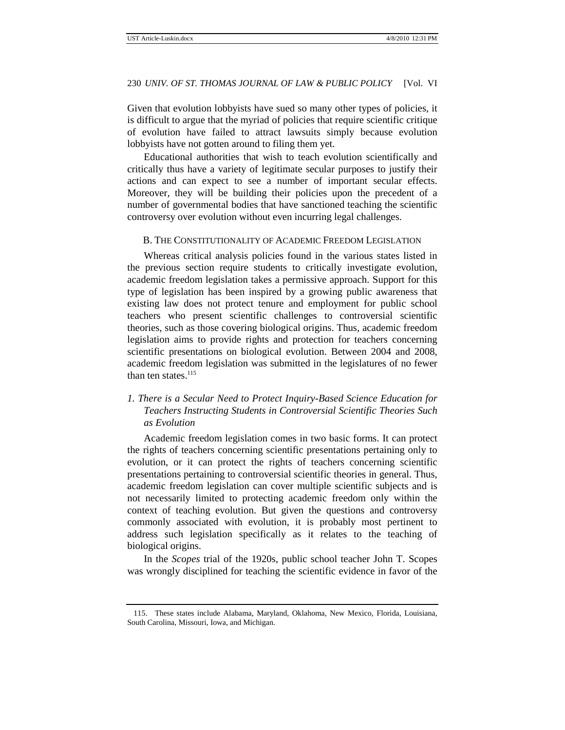Given that evolution lobbyists have sued so many other types of policies, it is difficult to argue that the myriad of policies that require scientific critique of evolution have failed to attract lawsuits simply because evolution lobbyists have not gotten around to filing them yet.

Educational authorities that wish to teach evolution scientifically and critically thus have a variety of legitimate secular purposes to justify their actions and can expect to see a number of important secular effects. Moreover, they will be building their policies upon the precedent of a number of governmental bodies that have sanctioned teaching the scientific controversy over evolution without even incurring legal challenges.

### B. The Constitutionality of Academic Freedom Legislation

Whereas critical analysis policies found in the various states listed in the previous section require students to critically investigate evolution, academic freedom legislation takes a permissive approach. Support for this type of legislation has been inspired by a growing public awareness that existing law does not protect tenure and employment for public school teachers who present scientific challenges to controversial scientific theories, such as those covering biological origins. Thus, academic freedom legislation aims to provide rights and protection for teachers concerning scientific presentations on biological evolution. Between 2004 and 2008, academic freedom legislation was submitted in the legislatures of no fewer than ten states.[115]

#### *1. There is a Secular Need to Protect Inquiry-Based Science Education for Teachers Instructing Students in Controversial Scientific Theories Such as Evolution*

Academic freedom legislation comes in two basic forms. It can protect the rights of teachers concerning scientific presentations pertaining only to evolution, or it can protect the rights of teachers concerning scientific presentations pertaining to controversial scientific theories in general. Thus, academic freedom legislation can cover multiple scientific subjects and is not necessarily limited to protecting academic freedom only within the context of teaching evolution. But given the questions and controversy commonly associated with evolution, it is probably most pertinent to address such legislation specifically as it relates to the teaching of biological origins.

In the *Scopes* trial of the 1920s, public school teacher John T. Scopes was wrongly disciplined for teaching the scientific evidence in favor of the

---

115. These states include Alabama, Maryland, Oklahoma, New Mexico, Florida, Louisiana, South Carolina, Missouri, Iowa, and Michigan.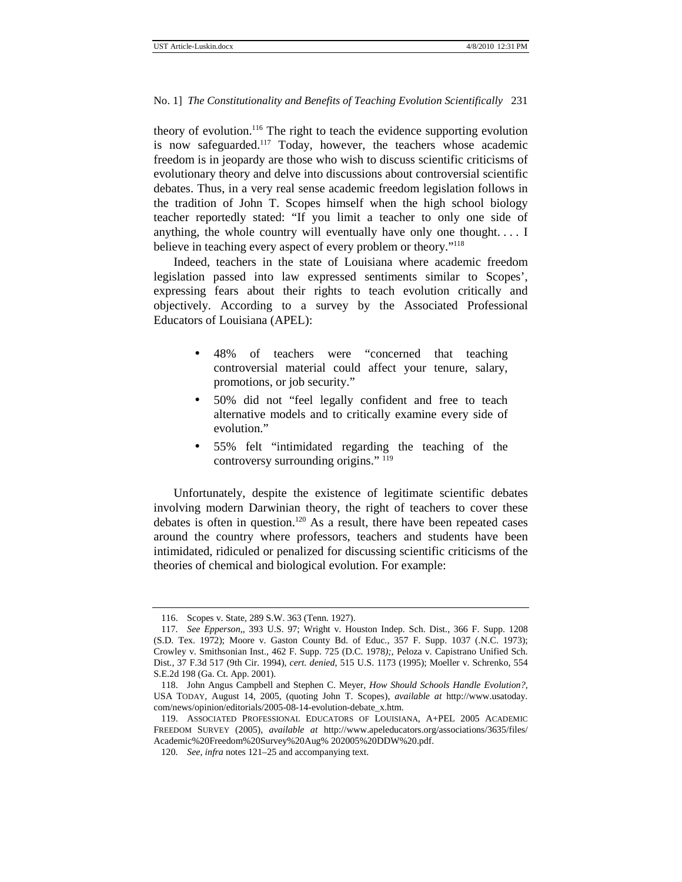theory of evolution.[116] The right to teach the evidence supporting evolution is now safeguarded.[117] Today, however, the teachers whose academic freedom is in jeopardy are those who wish to discuss scientific criticisms of evolutionary theory and delve into discussions about controversial scientific debates. Thus, in a very real sense academic freedom legislation follows in the tradition of John T. Scopes himself when the high school biology teacher reportedly stated: "If you limit a teacher to only one side of anything, the whole country will eventually have only one thought. . . . I believe in teaching every aspect of every problem or theory."[118]

Indeed, teachers in the state of Louisiana where academic freedom legislation passed into law expressed sentiments similar to Scopes', expressing fears about their rights to teach evolution critically and objectively. According to a survey by the Associated Professional Educators of Louisiana (APEL):

- 48% of teachers were "concerned that teaching controversial material could affect your tenure, salary, promotions, or job security."
- 50% did not "feel legally confident and free to teach alternative models and to critically examine every side of evolution."
- 55% felt "intimidated regarding the teaching of the controversy surrounding origins." [119]

Unfortunately, despite the existence of legitimate scientific debates involving modern Darwinian theory, the right of teachers to cover these debates is often in question.[120] As a result, there have been repeated cases around the country where professors, teachers and students have been intimidated, ridiculed or penalized for discussing scientific criticisms of the theories of chemical and biological evolution. For example:

---

116. Scopes v. State, 289 S.W. 363 (Tenn. 1927).

117. *See Epperson,*, 393 U.S. 97; Wright v. Houston Indep. Sch. Dist., 366 F. Supp. 1208 (S.D. Tex. 1972); Moore v. Gaston County Bd. of Educ., 357 F. Supp. 1037 (.N.C. 1973); Crowley v. Smithsonian Inst., 462 F. Supp. 725 (D.C. 1978*);*, Peloza v. Capistrano Unified Sch. Dist., 37 F.3d 517 (9th Cir. 1994), *cert. denied*, 515 U.S. 1173 (1995); Moeller v. Schrenko, 554 S.E.2d 198 (Ga. Ct. App. 2001).

118. John Angus Campbell and Stephen C. Meyer, *How Should Schools Handle Evolution?*, USA TODAY, August 14, 2005, (quoting John T. Scopes), *available at* http://www.usatoday.com/news/opinion/editorials/2005-08-14-evolution-debate_x.htm.

119. ASSOCIATED PROFESSIONAL EDUCATORS OF LOUISIANA, A+PEL 2005 ACADEMIC FREEDOM SURVEY (2005), *available at* http://www.apeleducators.org/associations/3635/files/Academic%20Freedom%20Survey%20Aug% 202005%20DDW%20.pdf.

120. *See, infra* notes 121–25 and accompanying text.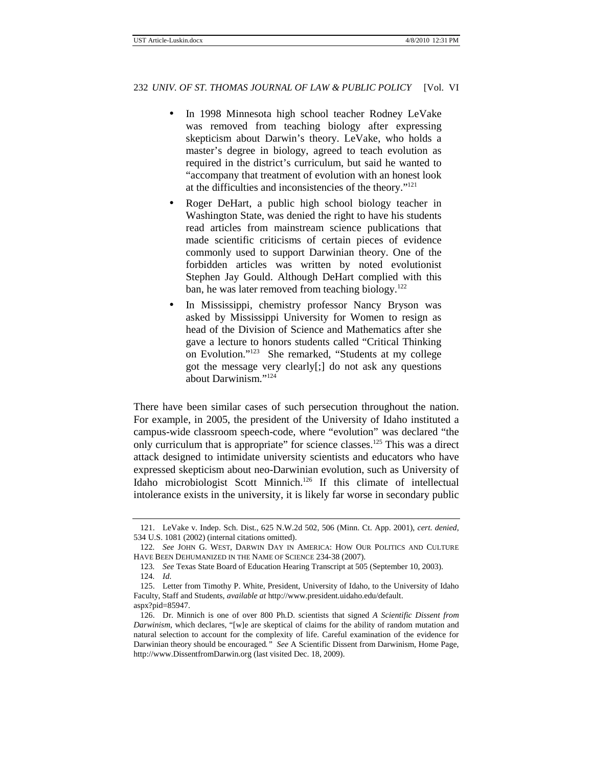- In 1998 Minnesota high school teacher Rodney LeVake was removed from teaching biology after expressing skepticism about Darwin's theory. LeVake, who holds a master's degree in biology, agreed to teach evolution as required in the district's curriculum, but said he wanted to "accompany that treatment of evolution with an honest look at the difficulties and inconsistencies of the theory."[121]
- Roger DeHart, a public high school biology teacher in Washington State, was denied the right to have his students read articles from mainstream science publications that made scientific criticisms of certain pieces of evidence commonly used to support Darwinian theory. One of the forbidden articles was written by noted evolutionist Stephen Jay Gould. Although DeHart complied with this ban, he was later removed from teaching biology.[122]
- In Mississippi, chemistry professor Nancy Bryson was asked by Mississippi University for Women to resign as head of the Division of Science and Mathematics after she gave a lecture to honors students called "Critical Thinking on Evolution."[123] She remarked, "Students at my college got the message very clearly[;] do not ask any questions about Darwinism."[124]

There have been similar cases of such persecution throughout the nation. For example, in 2005, the president of the University of Idaho instituted a campus-wide classroom speech-code, where "evolution" was declared "the only curriculum that is appropriate" for science classes.[125] This was a direct attack designed to intimidate university scientists and educators who have expressed skepticism about neo-Darwinian evolution, such as University of Idaho microbiologist Scott Minnich.[126] If this climate of intellectual intolerance exists in the university, it is likely far worse in secondary public

---

121. LeVake v. Indep. Sch. Dist., 625 N.W.2d 502, 506 (Minn. Ct. App. 2001), *cert. denied*, 534 U.S. 1081 (2002) (internal citations omitted).

122. *See* JOHN G. WEST, DARWIN DAY IN AMERICA: HOW OUR POLITICS AND CULTURE HAVE BEEN DEHUMANIZED IN THE NAME OF SCIENCE 234-38 (2007).

123. *See* Texas State Board of Education Hearing Transcript at 505 (September 10, 2003).

124. *Id.*

125. Letter from Timothy P. White, President, University of Idaho, to the University of Idaho Faculty, Staff and Students, *available at* http://www.president.uidaho.edu/default.aspx?pid=85947.

126. Dr. Minnich is one of over 800 Ph.D. scientists that signed *A Scientific Dissent from Darwinism*, which declares, "[w]e are skeptical of claims for the ability of random mutation and natural selection to account for the complexity of life. Careful examination of the evidence for Darwinian theory should be encouraged." *See* A Scientific Dissent from Darwinism, Home Page, http://www.DissentfromDarwin.org (last visited Dec. 18, 2009).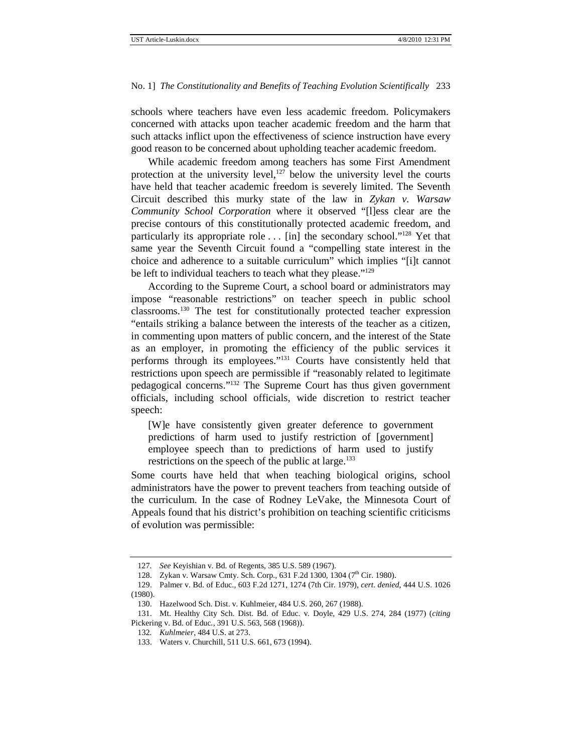schools where teachers have even less academic freedom. Policymakers concerned with attacks upon teacher academic freedom and the harm that such attacks inflict upon the effectiveness of science instruction have every good reason to be concerned about upholding teacher academic freedom.

While academic freedom among teachers has some First Amendment protection at the university level,[127] below the university level the courts have held that teacher academic freedom is severely limited. The Seventh Circuit described this murky state of the law in *Zykan v. Warsaw Community School Corporation* where it observed "[l]ess clear are the precise contours of this constitutionally protected academic freedom, and particularly its appropriate role . . . [in] the secondary school."[128] Yet that same year the Seventh Circuit found a "compelling state interest in the choice and adherence to a suitable curriculum" which implies "[i]t cannot be left to individual teachers to teach what they please."[129]

According to the Supreme Court, a school board or administrators may impose "reasonable restrictions" on teacher speech in public school classrooms.[130] The test for constitutionally protected teacher expression "entails striking a balance between the interests of the teacher as a citizen, in commenting upon matters of public concern, and the interest of the State as an employer, in promoting the efficiency of the public services it performs through its employees."[131] Courts have consistently held that restrictions upon speech are permissible if "reasonably related to legitimate pedagogical concerns."[132] The Supreme Court has thus given government officials, including school officials, wide discretion to restrict teacher speech:

> [W]e have consistently given greater deference to government predictions of harm used to justify restriction of [government] employee speech than to predictions of harm used to justify restrictions on the speech of the public at large.[133]

Some courts have held that when teaching biological origins, school administrators have the power to prevent teachers from teaching outside of the curriculum. In the case of Rodney LeVake, the Minnesota Court of Appeals found that his district's prohibition on teaching scientific criticisms of evolution was permissible:

---

127. *See* Keyishian v. Bd. of Regents, 385 U.S. 589 (1967).

128. Zykan v. Warsaw Cmty. Sch. Corp., 631 F.2d 1300, 1304 (7th Cir. 1980).

129. Palmer v. Bd. of Educ., 603 F.2d 1271, 1274 (7th Cir. 1979), *cert. denied*, 444 U.S. 1026 (1980).

130. Hazelwood Sch. Dist. v. Kuhlmeier, 484 U.S. 260, 267 (1988).

131. Mt. Healthy City Sch. Dist. Bd. of Educ. v. Doyle, 429 U.S. 274, 284 (1977) (*citing* Pickering v. Bd. of Educ., 391 U.S. 563, 568 (1968)).

132. *Kuhlmeier*, 484 U.S. at 273.

133. Waters v. Churchill, 511 U.S. 661, 673 (1994).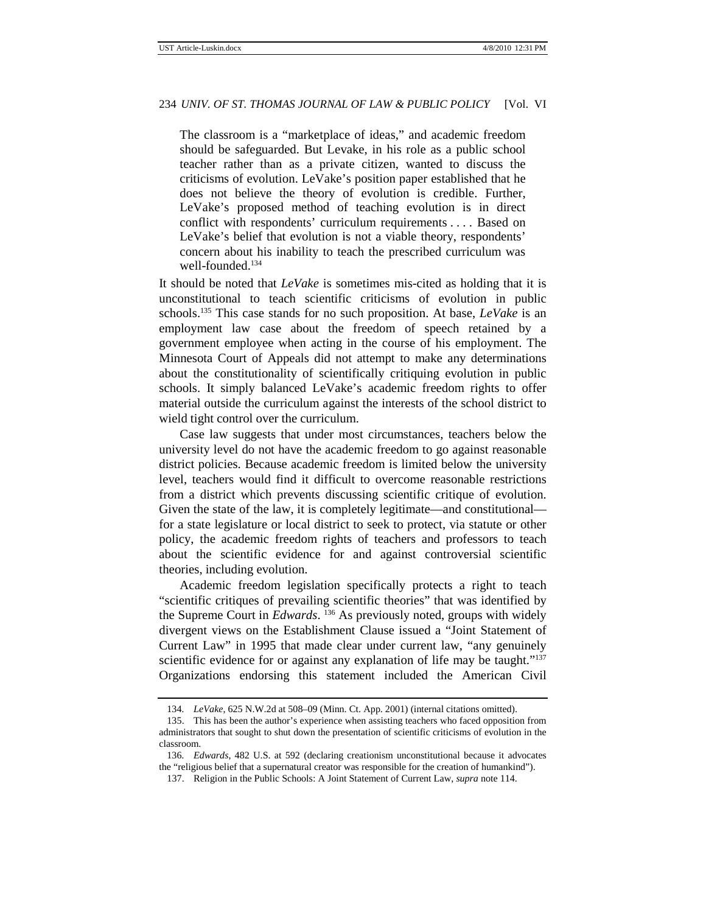> The classroom is a "marketplace of ideas," and academic freedom should be safeguarded. But Levake, in his role as a public school teacher rather than as a private citizen, wanted to discuss the criticisms of evolution. LeVake's position paper established that he does not believe the theory of evolution is credible. Further, LeVake's proposed method of teaching evolution is in direct conflict with respondents' curriculum requirements . . . . Based on LeVake's belief that evolution is not a viable theory, respondents' concern about his inability to teach the prescribed curriculum was well-founded.[134]

It should be noted that *LeVake* is sometimes mis-cited as holding that it is unconstitutional to teach scientific criticisms of evolution in public schools.[135] This case stands for no such proposition. At base, *LeVake* is an employment law case about the freedom of speech retained by a government employee when acting in the course of his employment. The Minnesota Court of Appeals did not attempt to make any determinations about the constitutionality of scientifically critiquing evolution in public schools. It simply balanced LeVake's academic freedom rights to offer material outside the curriculum against the interests of the school district to wield tight control over the curriculum.

Case law suggests that under most circumstances, teachers below the university level do not have the academic freedom to go against reasonable district policies. Because academic freedom is limited below the university level, teachers would find it difficult to overcome reasonable restrictions from a district which prevents discussing scientific critique of evolution. Given the state of the law, it is completely legitimate—and constitutional—for a state legislature or local district to seek to protect, via statute or other policy, the academic freedom rights of teachers and professors to teach about the scientific evidence for and against controversial scientific theories, including evolution.

Academic freedom legislation specifically protects a right to teach "scientific critiques of prevailing scientific theories" that was identified by the Supreme Court in *Edwards*.[136] As previously noted, groups with widely divergent views on the Establishment Clause issued a "Joint Statement of Current Law" in 1995 that made clear under current law, "any genuinely scientific evidence for or against any explanation of life may be taught."[137] Organizations endorsing this statement included the American Civil

---

134. *LeVake*, 625 N.W.2d at 508–09 (Minn. Ct. App. 2001) (internal citations omitted).

135. This has been the author's experience when assisting teachers who faced opposition from administrators that sought to shut down the presentation of scientific criticisms of evolution in the classroom.

136. *Edwards*, 482 U.S. at 592 (declaring creationism unconstitutional because it advocates the "religious belief that a supernatural creator was responsible for the creation of humankind").

137. Religion in the Public Schools: A Joint Statement of Current Law, *supra* note 114.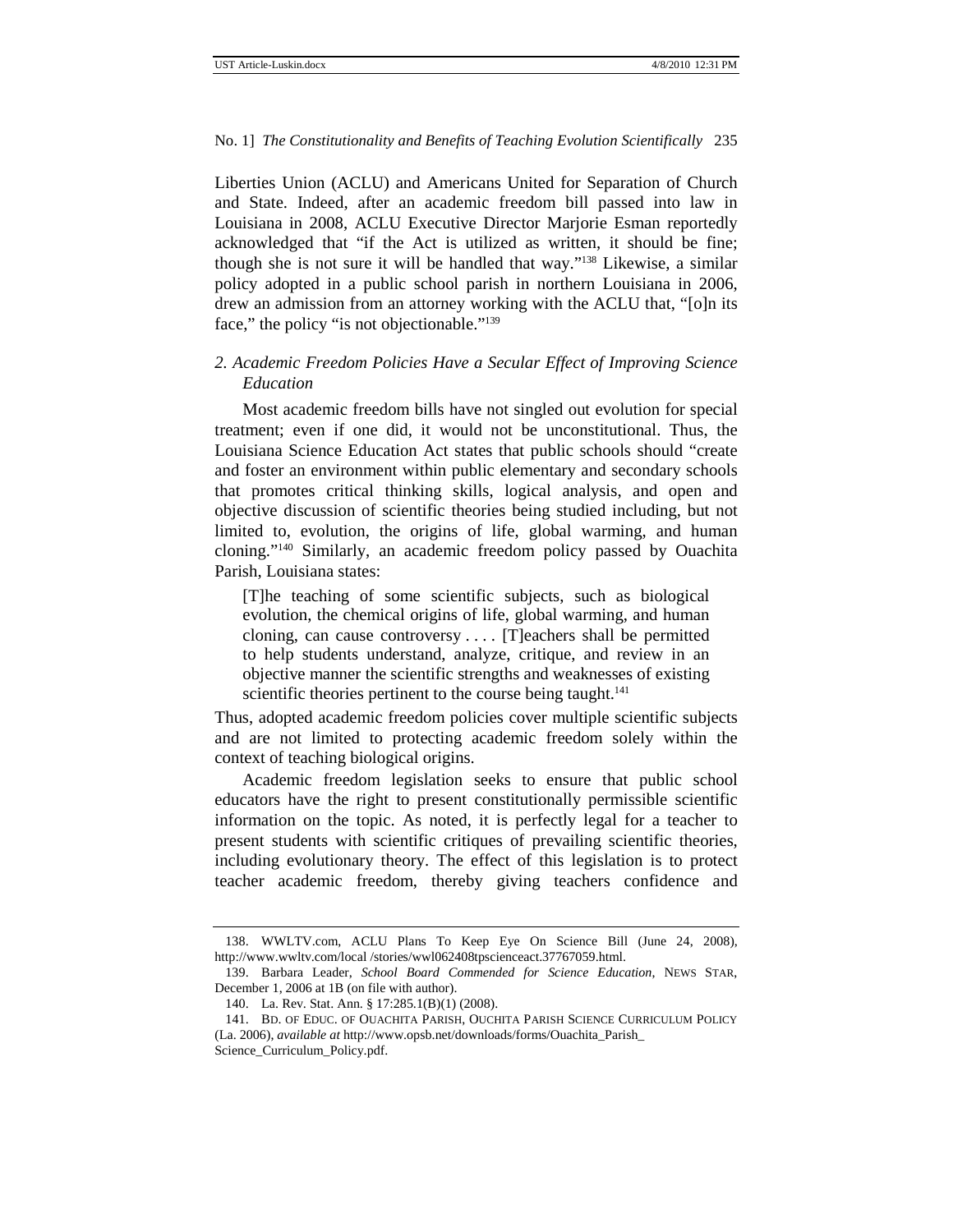Liberties Union (ACLU) and Americans United for Separation of Church and State. Indeed, after an academic freedom bill passed into law in Louisiana in 2008, ACLU Executive Director Marjorie Esman reportedly acknowledged that "if the Act is utilized as written, it should be fine; though she is not sure it will be handled that way."[138] Likewise, a similar policy adopted in a public school parish in northern Louisiana in 2006, drew an admission from an attorney working with the ACLU that, "[o]n its face," the policy "is not objectionable."[139]

### *2. Academic Freedom Policies Have a Secular Effect of Improving Science Education*

Most academic freedom bills have not singled out evolution for special treatment; even if one did, it would not be unconstitutional. Thus, the Louisiana Science Education Act states that public schools should "create and foster an environment within public elementary and secondary schools that promotes critical thinking skills, logical analysis, and open and objective discussion of scientific theories being studied including, but not limited to, evolution, the origins of life, global warming, and human cloning."[140] Similarly, an academic freedom policy passed by Ouachita Parish, Louisiana states:

> [T]he teaching of some scientific subjects, such as biological evolution, the chemical origins of life, global warming, and human cloning, can cause controversy . . . . [T]eachers shall be permitted to help students understand, analyze, critique, and review in an objective manner the scientific strengths and weaknesses of existing scientific theories pertinent to the course being taught.[141]

Thus, adopted academic freedom policies cover multiple scientific subjects and are not limited to protecting academic freedom solely within the context of teaching biological origins.

Academic freedom legislation seeks to ensure that public school educators have the right to present constitutionally permissible scientific information on the topic. As noted, it is perfectly legal for a teacher to present students with scientific critiques of prevailing scientific theories, including evolutionary theory. The effect of this legislation is to protect teacher academic freedom, thereby giving teachers confidence and

---

138. WWLTV.com, ACLU Plans To Keep Eye On Science Bill (June 24, 2008), http://www.wwltv.com/local /stories/wwl062408tpscienceact.37767059.html.

139. Barbara Leader, *School Board Commended for Science Education*, NEWS STAR, December 1, 2006 at 1B (on file with author).

140. La. Rev. Stat. Ann. § 17:285.1(B)(1) (2008).

141. BD. OF EDUC. OF OUACHITA PARISH, OUCHITA PARISH SCIENCE CURRICULUM POLICY (La. 2006), *available at* http://www.opsb.net/downloads/forms/Ouachita_Parish_ Science_Curriculum_Policy.pdf.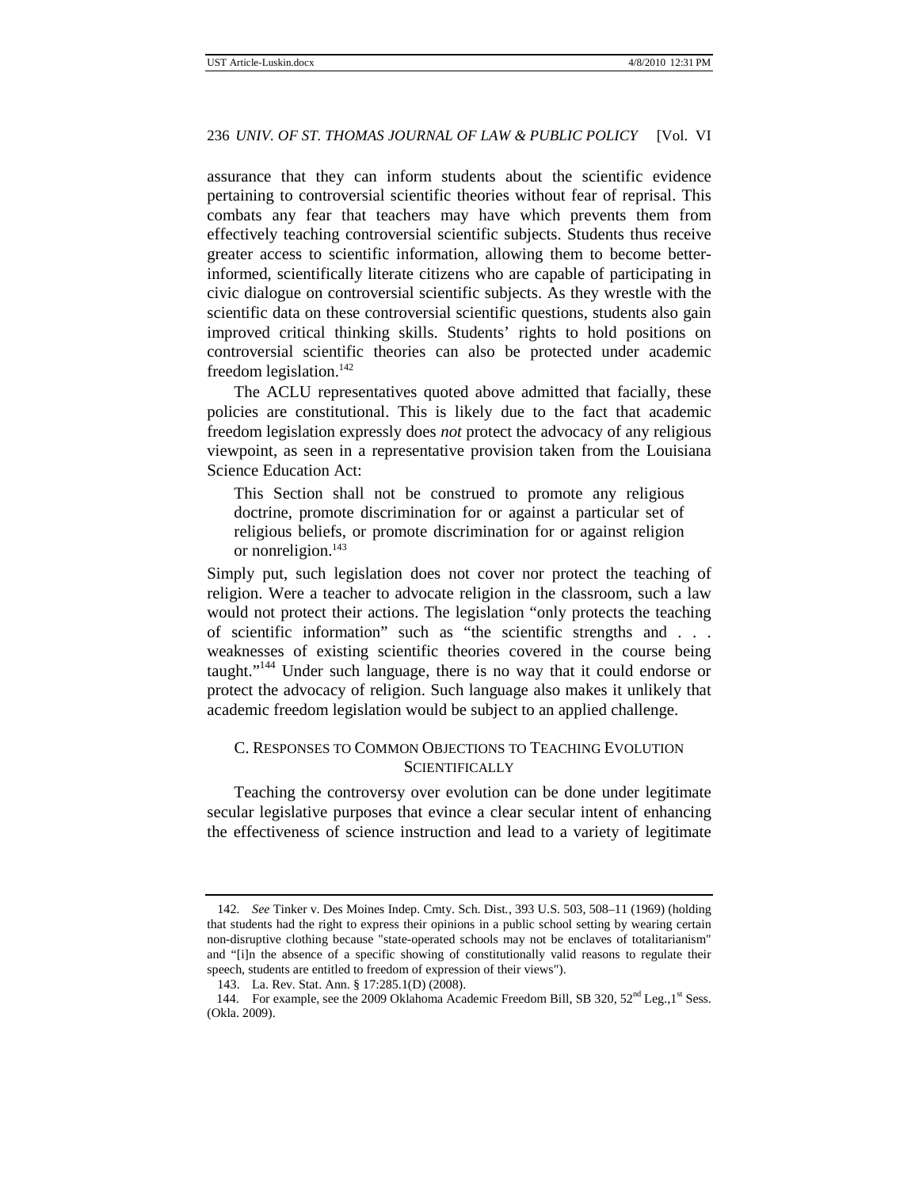assurance that they can inform students about the scientific evidence pertaining to controversial scientific theories without fear of reprisal. This combats any fear that teachers may have which prevents them from effectively teaching controversial scientific subjects. Students thus receive greater access to scientific information, allowing them to become better-informed, scientifically literate citizens who are capable of participating in civic dialogue on controversial scientific subjects. As they wrestle with the scientific data on these controversial scientific questions, students also gain improved critical thinking skills. Students' rights to hold positions on controversial scientific theories can also be protected under academic freedom legislation.[142]

The ACLU representatives quoted above admitted that facially, these policies are constitutional. This is likely due to the fact that academic freedom legislation expressly does *not* protect the advocacy of any religious viewpoint, as seen in a representative provision taken from the Louisiana Science Education Act:

> This Section shall not be construed to promote any religious doctrine, promote discrimination for or against a particular set of religious beliefs, or promote discrimination for or against religion or nonreligion.[143]

Simply put, such legislation does not cover nor protect the teaching of religion. Were a teacher to advocate religion in the classroom, such a law would not protect their actions. The legislation "only protects the teaching of scientific information" such as "the scientific strengths and . . . weaknesses of existing scientific theories covered in the course being taught."[144] Under such language, there is no way that it could endorse or protect the advocacy of religion. Such language also makes it unlikely that academic freedom legislation would be subject to an applied challenge.

### C. Responses to Common Objections to Teaching Evolution Scientifically

Teaching the controversy over evolution can be done under legitimate secular legislative purposes that evince a clear secular intent of enhancing the effectiveness of science instruction and lead to a variety of legitimate

---

142. *See* Tinker v. Des Moines Indep. Cmty. Sch. Dist., 393 U.S. 503, 508–11 (1969) (holding that students had the right to express their opinions in a public school setting by wearing certain non-disruptive clothing because "state-operated schools may not be enclaves of totalitarianism" and "[i]n the absence of a specific showing of constitutionally valid reasons to regulate their speech, students are entitled to freedom of expression of their views").

143. La. Rev. Stat. Ann. § 17:285.1(D) (2008).

144. For example, see the 2009 Oklahoma Academic Freedom Bill, SB 320, 52nd Leg., 1st Sess. (Okla. 2009).